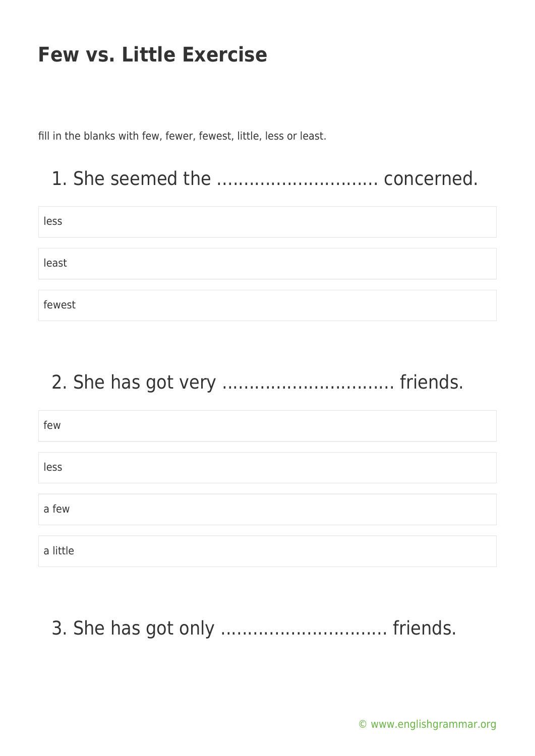# Few vs. Little Exercise

fill in the blanks with few, fewer, fewest, little, less or least.

## 1. She seemed the ............................. concerned.

- less
- least
- fewest

## 2. She has got very .............................. friends.

- few
- less
- a few
- a little

## 3. She has got only .............................. friends.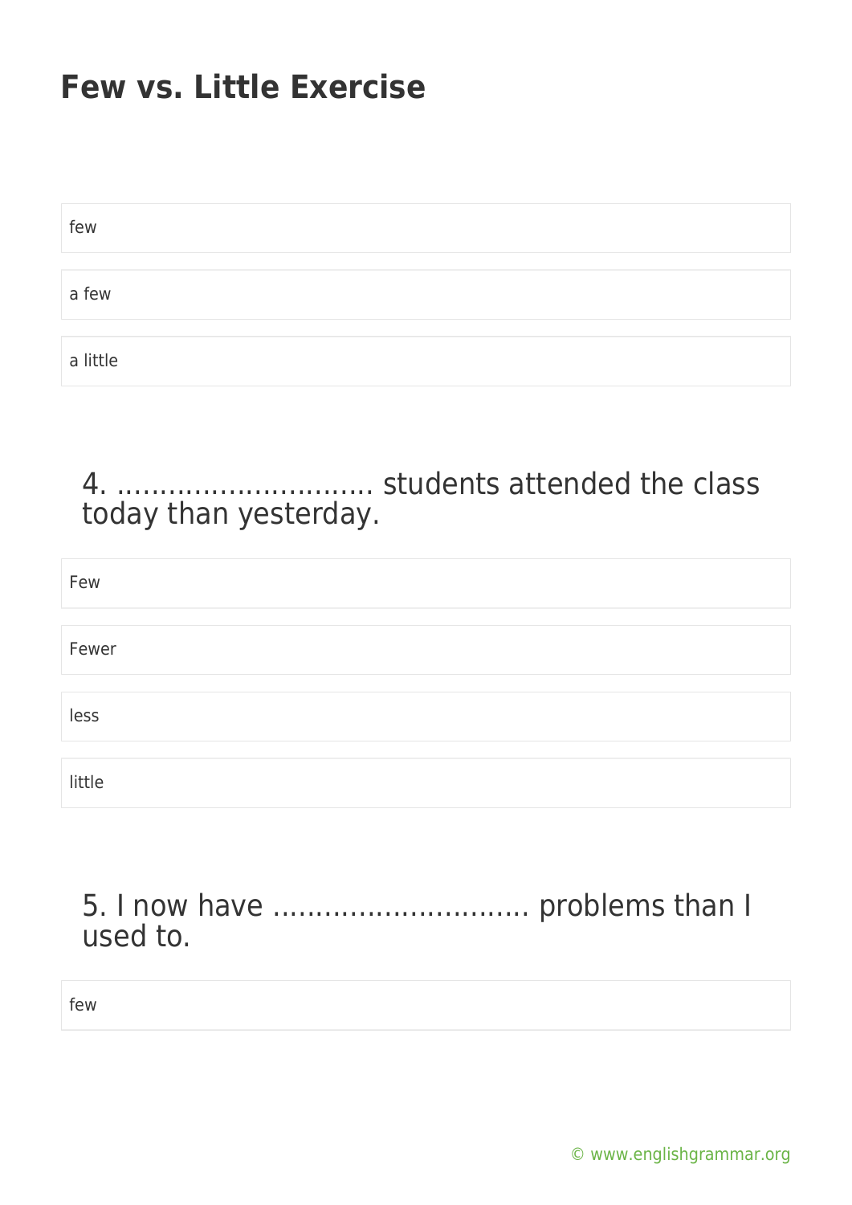# Few vs. Little Exercise

few

a few

a little

4. ............................. students attended the class today than yesterday.

Few

Fewer

less

little

5. I now have ............................. problems than I used to.

few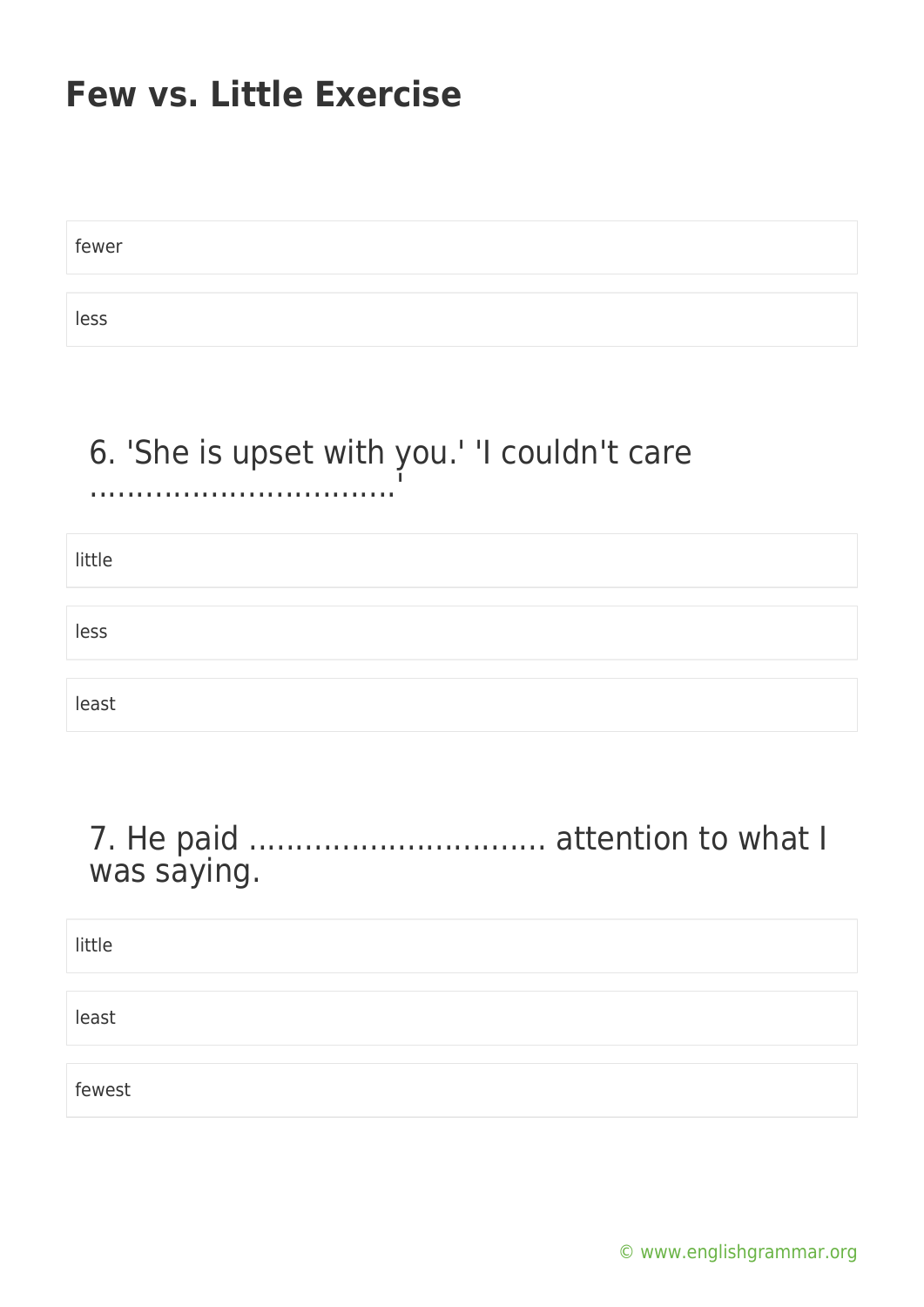# Few vs. Little Exercise

fewer

less

6. 'She is upset with you.' 'I couldn't care ................................'

little

less

least

7. He paid ................................ attention to what I was saying.

little

least

fewest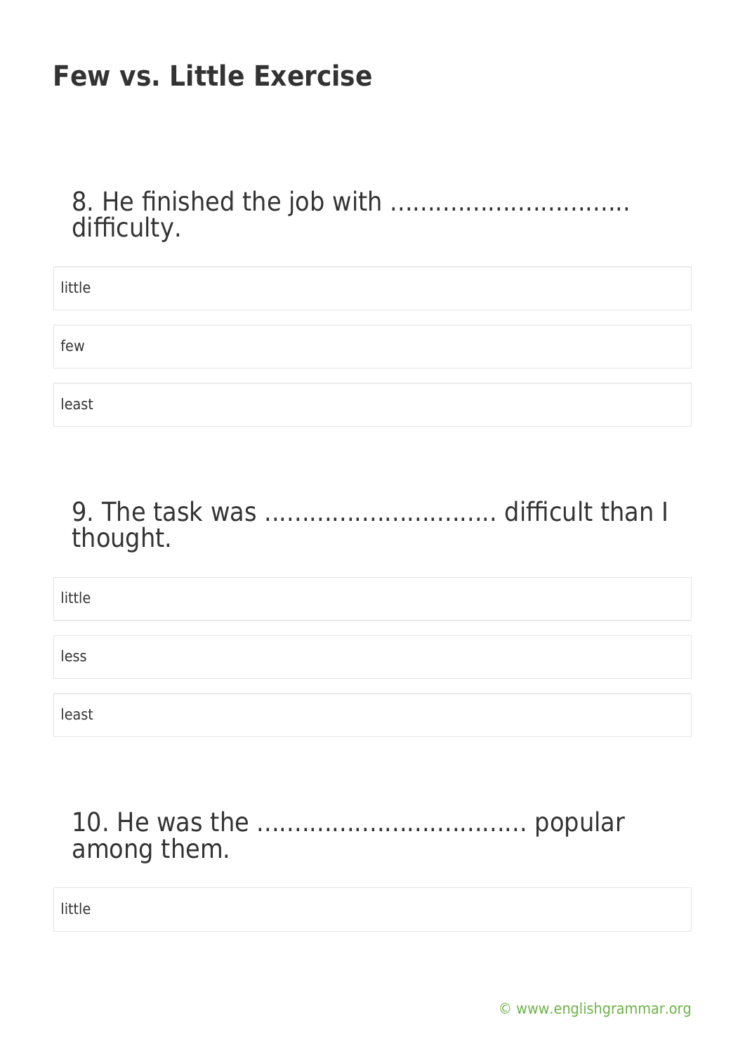# Few vs. Little Exercise

8. He finished the job with .............................. difficulty.

- little
- few
- least

9. The task was .............................. difficult than I thought.

- little
- less
- least

10. He was the .................................. popular among them.

- little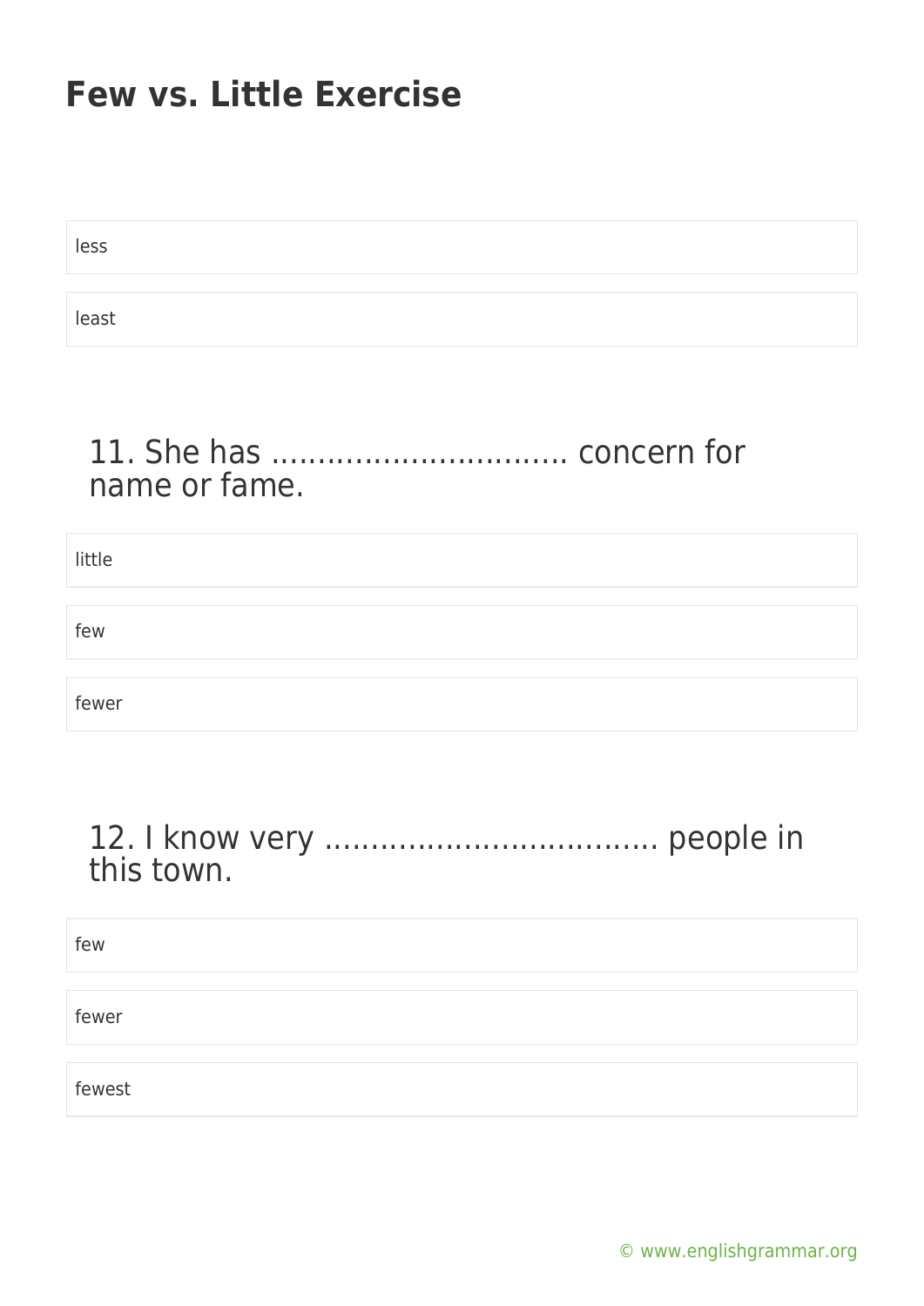# Few vs. Little Exercise

less

least

## 11. She has ................................ concern for name or fame.

little

few

fewer

## 12. I know very ................................... people in this town.

few

fewer

fewest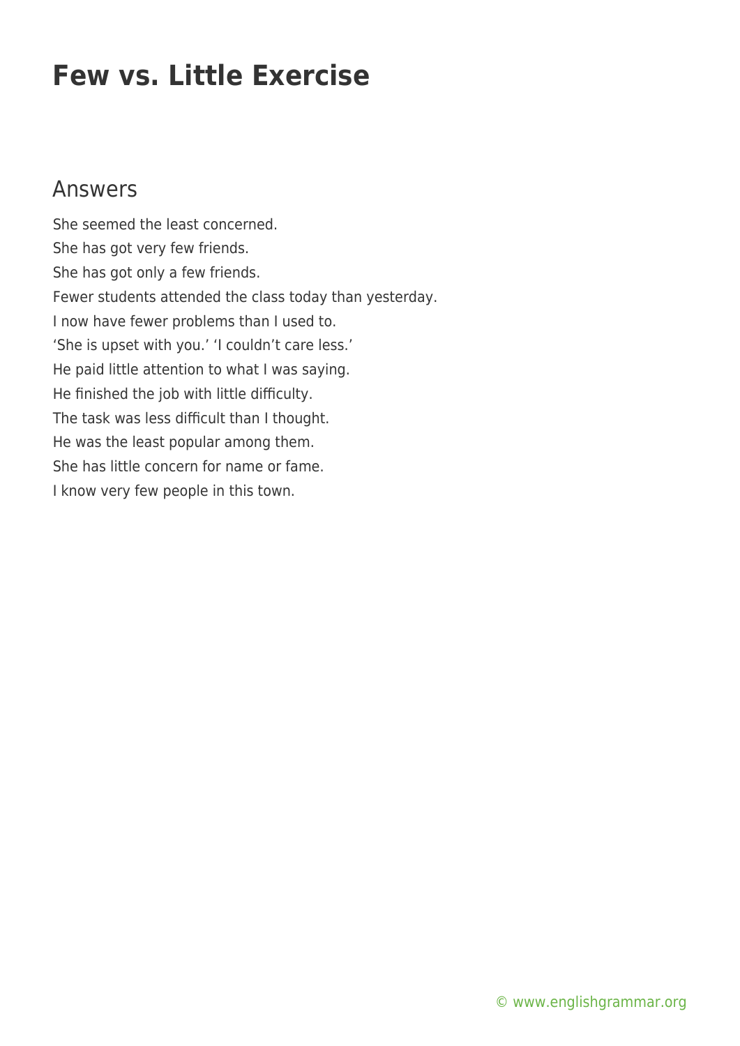# Few vs. Little Exercise

## Answers

She seemed the least concerned.

She has got very few friends.

She has got only a few friends.

Fewer students attended the class today than yesterday.

I now have fewer problems than I used to.

'She is upset with you.' 'I couldn't care less.'

He paid little attention to what I was saying.

He finished the job with little difficulty.

The task was less difficult than I thought.

He was the least popular among them.

She has little concern for name or fame.

I know very few people in this town.